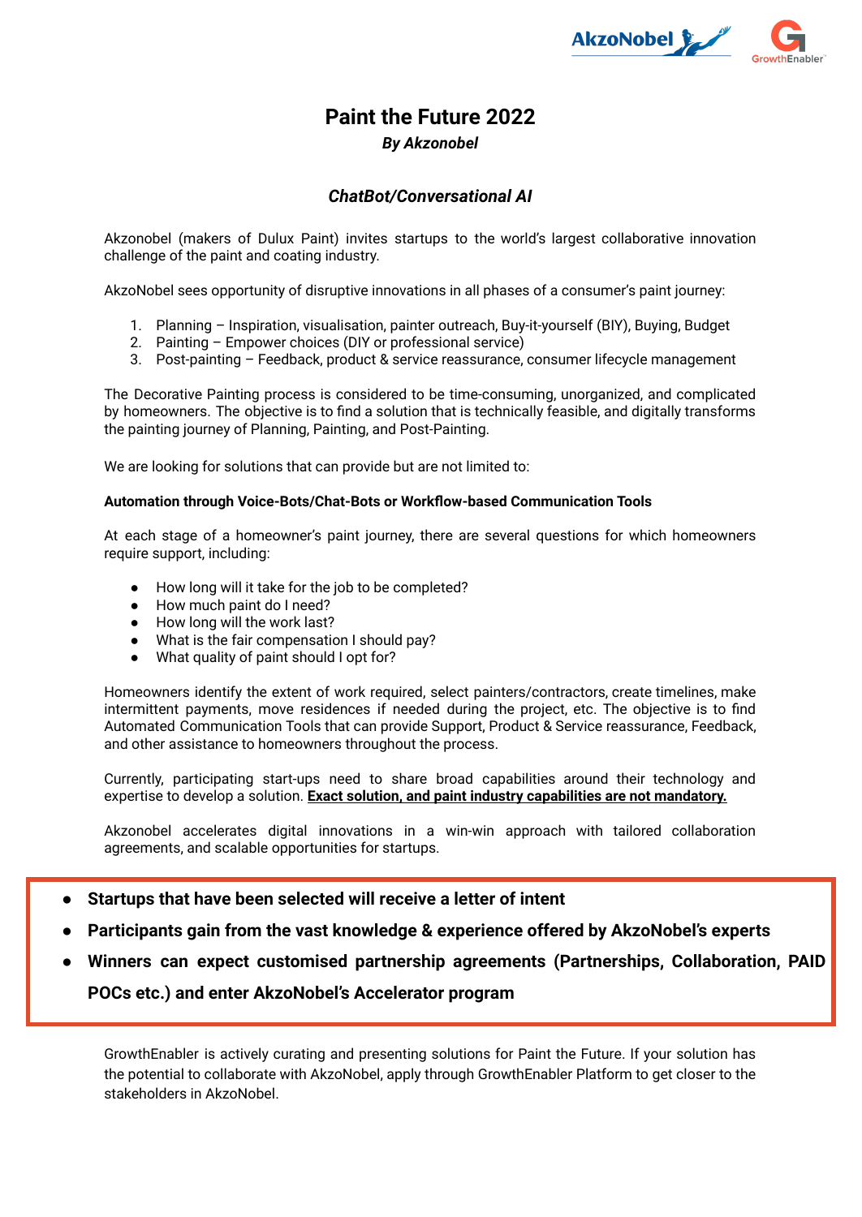# Paint the Future 2022

***By Akzonobel***

## *ChatBot/Conversational AI*

Akzonobel (makers of Dulux Paint) invites startups to the world's largest collaborative innovation challenge of the paint and coating industry.

AkzoNobel sees opportunity of disruptive innovations in all phases of a consumer's paint journey:

1. Planning – Inspiration, visualisation, painter outreach, Buy-it-yourself (BIY), Buying, Budget
2. Painting – Empower choices (DIY or professional service)
3. Post-painting – Feedback, product & service reassurance, consumer lifecycle management

The Decorative Painting process is considered to be time-consuming, unorganized, and complicated by homeowners. The objective is to find a solution that is technically feasible, and digitally transforms the painting journey of Planning, Painting, and Post-Painting.

We are looking for solutions that can provide but are not limited to:

**Automation through Voice-Bots/Chat-Bots or Workflow-based Communication Tools**

At each stage of a homeowner's paint journey, there are several questions for which homeowners require support, including:

- How long will it take for the job to be completed?
- How much paint do I need?
- How long will the work last?
- What is the fair compensation I should pay?
- What quality of paint should I opt for?

Homeowners identify the extent of work required, select painters/contractors, create timelines, make intermittent payments, move residences if needed during the project, etc. The objective is to find Automated Communication Tools that can provide Support, Product & Service reassurance, Feedback, and other assistance to homeowners throughout the process.

Currently, participating start-ups need to share broad capabilities around their technology and expertise to develop a solution. **<u>Exact solution, and paint industry capabilities are not mandatory.</u>**

Akzonobel accelerates digital innovations in a win-win approach with tailored collaboration agreements, and scalable opportunities for startups.

- **Startups that have been selected will receive a letter of intent**
- **Participants gain from the vast knowledge & experience offered by AkzoNobel's experts**
- **Winners can expect customised partnership agreements (Partnerships, Collaboration, PAID POCs etc.) and enter AkzoNobel's Accelerator program**

GrowthEnabler is actively curating and presenting solutions for Paint the Future. If your solution has the potential to collaborate with AkzoNobel, apply through GrowthEnabler Platform to get closer to the stakeholders in AkzoNobel.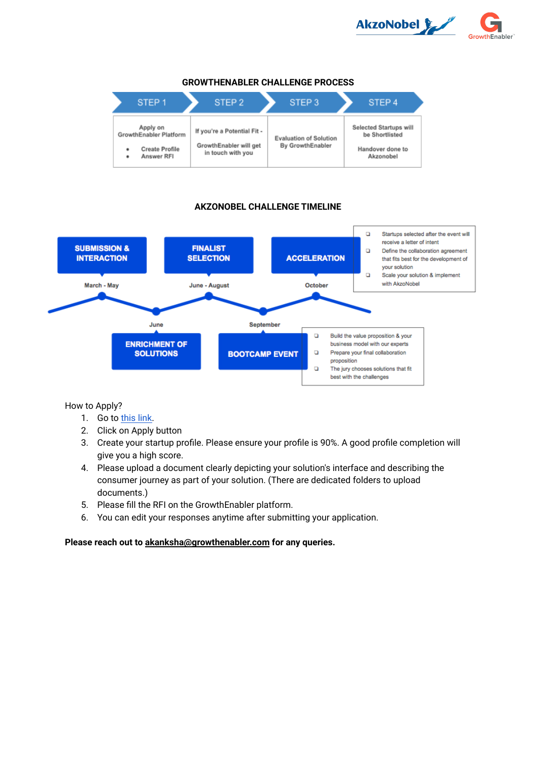## GROWTHENABLER CHALLENGE PROCESS

| STEP 1 | STEP 2 | STEP 3 | STEP 4 |
|---|---|---|---|
| Apply on GrowthEnabler Platform<br>• Create Profile<br>• Answer RFI | If you're a Potential Fit - GrowthEnabler will get in touch with you | Evaluation of Solution By GrowthEnabler | Selected Startups will be Shortlisted<br>Handover done to Akzonobel |

## AKZONOBEL CHALLENGE TIMELINE

SUBMISSION & INTERACTION

March - May

ENRICHMENT OF SOLUTIONS

June

FINALIST SELECTION

June - August

BOOTCAMP EVENT

September

- Build the value proposition & your business model with our experts
- Prepare your final collaboration proposition
- The jury chooses solutions that fit best with the challenges

ACCELERATION

October

- Startups selected after the event will receive a letter of intent
- Define the collaboration agreement that fits best for the development of your solution
- Scale your solution & implement with AkzoNobel

How to Apply?

1. Go to this link.
2. Click on Apply button
3. Create your startup profile. Please ensure your profile is 90%. A good profile completion will give you a high score.
4. Please upload a document clearly depicting your solution's interface and describing the consumer journey as part of your solution. (There are dedicated folders to upload documents.)
5. Please fill the RFI on the GrowthEnabler platform.
6. You can edit your responses anytime after submitting your application.

**Please reach out to akanksha@growthenabler.com for any queries.**